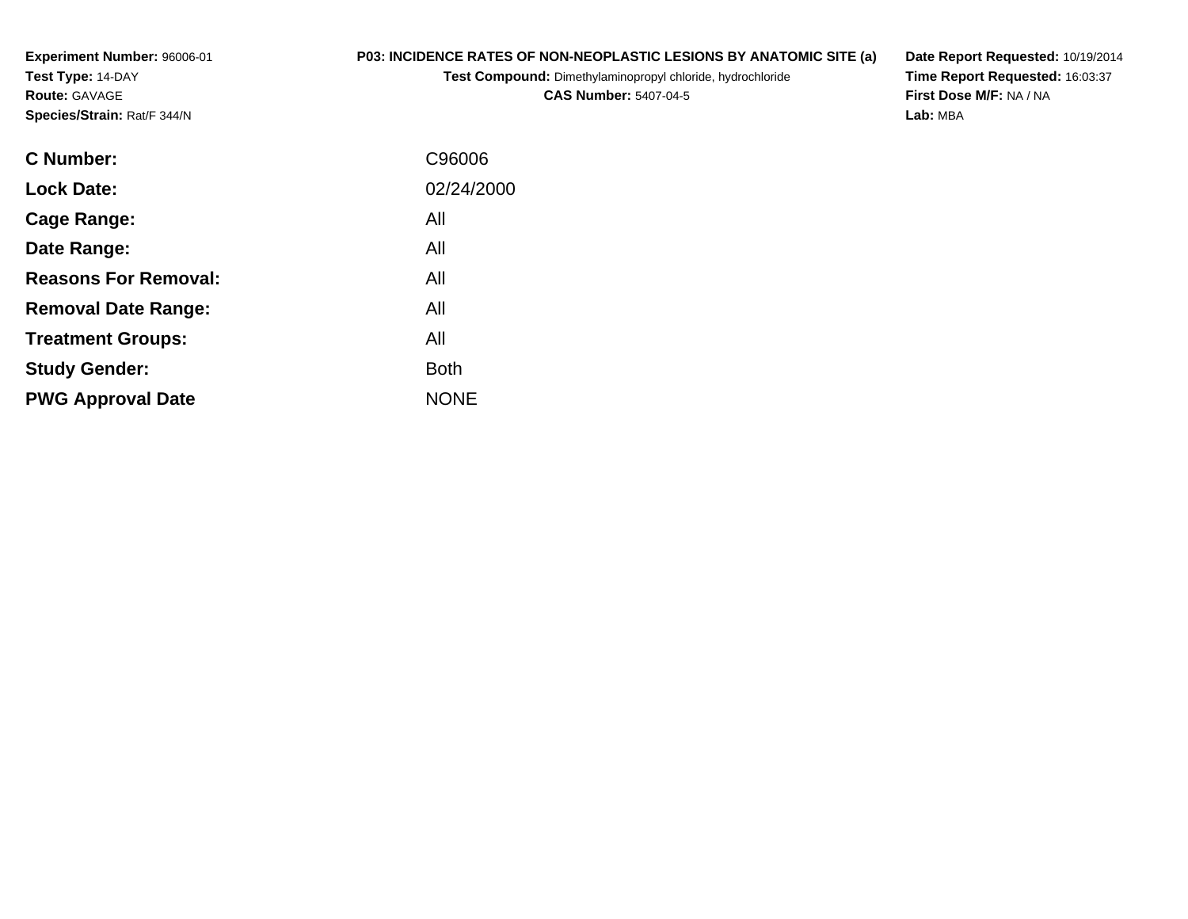**Experiment Number:** 96006-01
**Test Type:** 14-DAY
**Route:** GAVAGE
**Species/Strain:** Rat/F 344/N

**P03: INCIDENCE RATES OF NON-NEOPLASTIC LESIONS BY ANATOMIC SITE (a)**
**Test Compound:** Dimethylaminopropyl chloride, hydrochloride
**CAS Number:** 5407-04-5

**Date Report Requested:** 10/19/2014
**Time Report Requested:** 16:03:37
**First Dose M/F:** NA / NA
**Lab:** MBA

| | |
|---|---|
| **C Number:** | C96006 |
| **Lock Date:** | 02/24/2000 |
| **Cage Range:** | All |
| **Date Range:** | All |
| **Reasons For Removal:** | All |
| **Removal Date Range:** | All |
| **Treatment Groups:** | All |
| **Study Gender:** | Both |
| **PWG Approval Date** | NONE |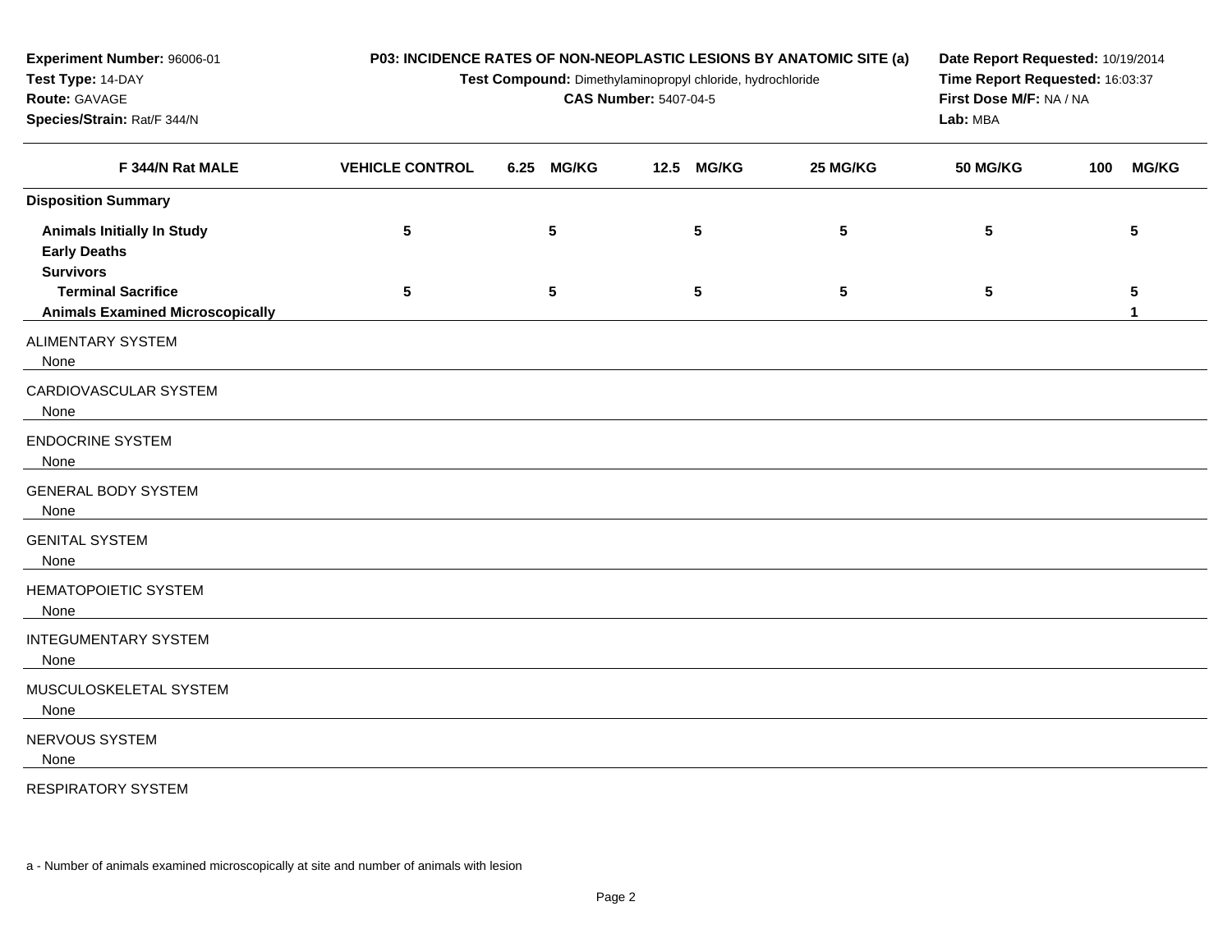**Experiment Number:** 96006-01
**Test Type:** 14-DAY
**Route:** GAVAGE
**Species/Strain:** Rat/F 344/N

**P03: INCIDENCE RATES OF NON-NEOPLASTIC LESIONS BY ANATOMIC SITE (a)**
**Test Compound:** Dimethylaminopropyl chloride, hydrochloride
**CAS Number:** 5407-04-5

**Date Report Requested:** 10/19/2014
**Time Report Requested:** 16:03:37
**First Dose M/F:** NA / NA
**Lab:** MBA

| F 344/N Rat MALE | VEHICLE CONTROL | 6.25 MG/KG | 12.5 MG/KG | 25 MG/KG | 50 MG/KG | 100 MG/KG |
|---|---|---|---|---|---|---|
| **Disposition Summary** | | | | | | |
| **Animals Initially In Study** | 5 | 5 | 5 | 5 | 5 | 5 |
| **Early Deaths** | | | | | | |
| **Survivors** | | | | | | |
| **Terminal Sacrifice** | 5 | 5 | 5 | 5 | 5 | 5 |
| **Animals Examined Microscopically** | | | | | | 1 |
| ALIMENTARY SYSTEM | | | | | | |
| None | | | | | | |
| CARDIOVASCULAR SYSTEM | | | | | | |
| None | | | | | | |
| ENDOCRINE SYSTEM | | | | | | |
| None | | | | | | |
| GENERAL BODY SYSTEM | | | | | | |
| None | | | | | | |
| GENITAL SYSTEM | | | | | | |
| None | | | | | | |
| HEMATOPOIETIC SYSTEM | | | | | | |
| None | | | | | | |
| INTEGUMENTARY SYSTEM | | | | | | |
| None | | | | | | |
| MUSCULOSKELETAL SYSTEM | | | | | | |
| None | | | | | | |
| NERVOUS SYSTEM | | | | | | |
| None | | | | | | |
| RESPIRATORY SYSTEM | | | | | | |

a - Number of animals examined microscopically at site and number of animals with lesion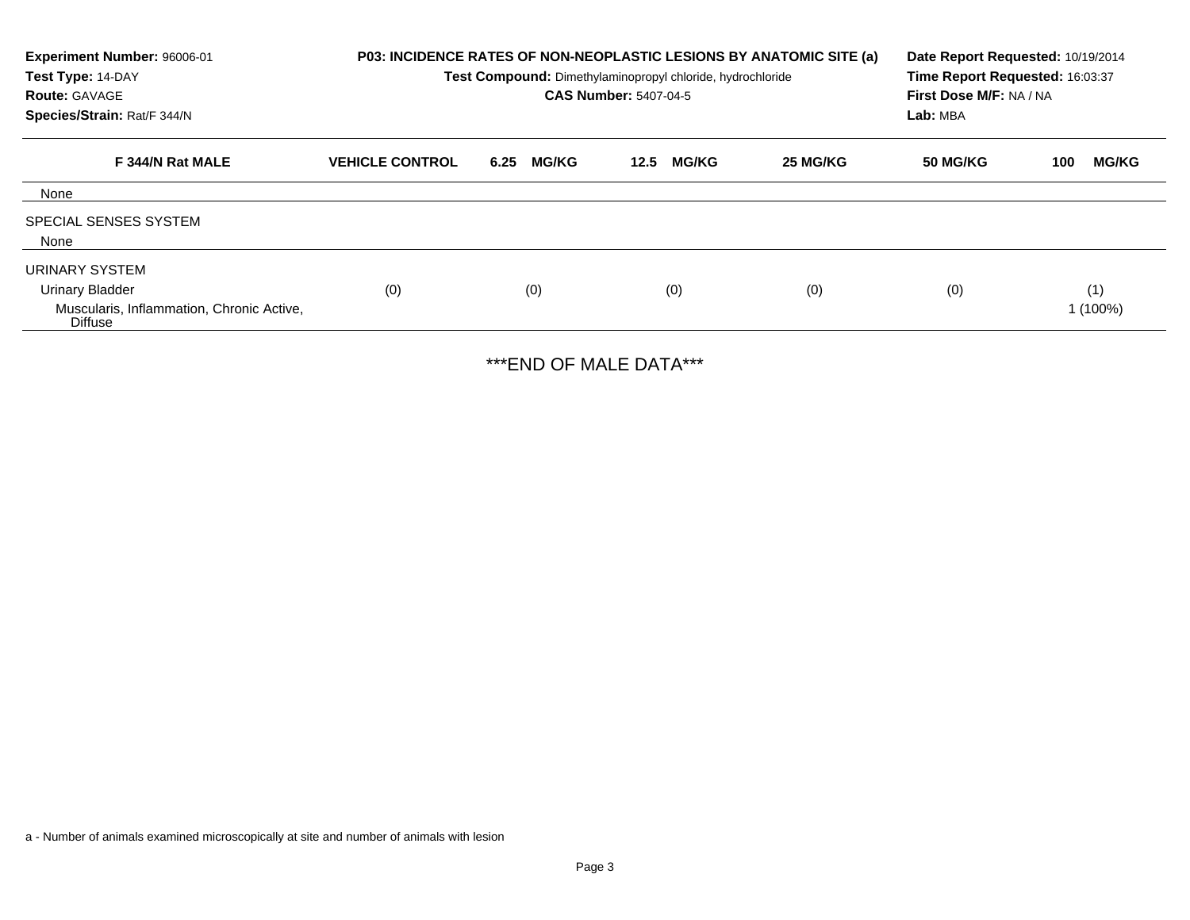**Experiment Number:** 96006-01
**Test Type:** 14-DAY
**Route:** GAVAGE
**Species/Strain:** Rat/F 344/N

**P03: INCIDENCE RATES OF NON-NEOPLASTIC LESIONS BY ANATOMIC SITE (a)**
**Test Compound:** Dimethylaminopropyl chloride, hydrochloride
**CAS Number:** 5407-04-5

**Date Report Requested:** 10/19/2014
**Time Report Requested:** 16:03:37
**First Dose M/F:** NA / NA
**Lab:** MBA

| F 344/N Rat MALE | VEHICLE CONTROL | 6.25 MG/KG | 12.5 MG/KG | 25 MG/KG | 50 MG/KG | 100 MG/KG |
|---|---|---|---|---|---|---|
| None | | | | | | |
| SPECIAL SENSES SYSTEM | | | | | | |
| None | | | | | | |
| URINARY SYSTEM | | | | | | |
| Urinary Bladder | (0) | (0) | (0) | (0) | (0) | (1) |
| Muscularis, Inflammation, Chronic Active, Diffuse | | | | | | 1 (100%) |

***END OF MALE DATA***

a - Number of animals examined microscopically at site and number of animals with lesion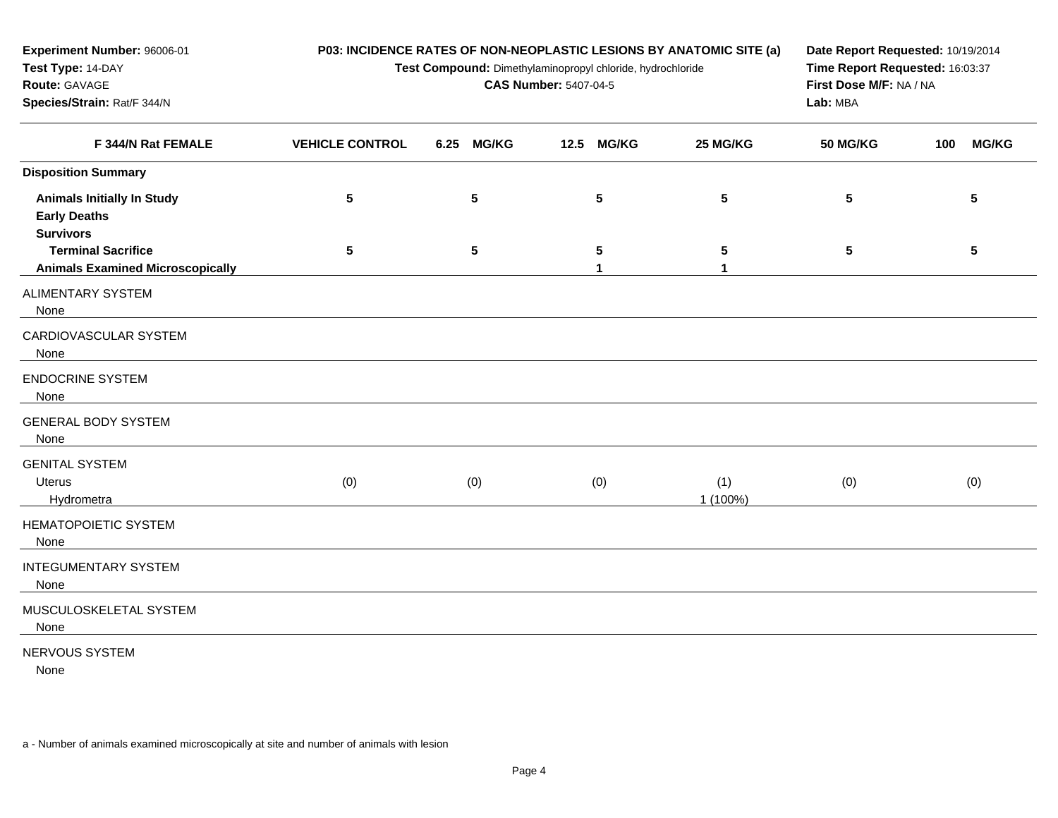**Experiment Number:** 96006-01
**Test Type:** 14-DAY
**Route:** GAVAGE
**Species/Strain:** Rat/F 344/N

**P03: INCIDENCE RATES OF NON-NEOPLASTIC LESIONS BY ANATOMIC SITE (a)**
**Test Compound:** Dimethylaminopropyl chloride, hydrochloride
**CAS Number:** 5407-04-5

**Date Report Requested:** 10/19/2014
**Time Report Requested:** 16:03:37
**First Dose M/F:** NA / NA
**Lab:** MBA

| F 344/N Rat FEMALE | VEHICLE CONTROL | 6.25 MG/KG | 12.5 MG/KG | 25 MG/KG | 50 MG/KG | 100 MG/KG |
|---|---|---|---|---|---|---|
| **Disposition Summary** | | | | | | |
| **Animals Initially In Study** | 5 | 5 | 5 | 5 | 5 | 5 |
| **Early Deaths** | | | | | | |
| **Survivors** | | | | | | |
| **Terminal Sacrifice** | 5 | 5 | 5 | 5 | 5 | 5 |
| **Animals Examined Microscopically** | | | 1 | 1 | | |
| ALIMENTARY SYSTEM | | | | | | |
| None | | | | | | |
| CARDIOVASCULAR SYSTEM | | | | | | |
| None | | | | | | |
| ENDOCRINE SYSTEM | | | | | | |
| None | | | | | | |
| GENERAL BODY SYSTEM | | | | | | |
| None | | | | | | |
| GENITAL SYSTEM | | | | | | |
| Uterus | (0) | (0) | (0) | (1) | (0) | (0) |
| Hydrometra | | | | 1 (100%) | | |
| HEMATOPOIETIC SYSTEM | | | | | | |
| None | | | | | | |
| INTEGUMENTARY SYSTEM | | | | | | |
| None | | | | | | |
| MUSCULOSKELETAL SYSTEM | | | | | | |
| None | | | | | | |
| NERVOUS SYSTEM | | | | | | |
| None | | | | | | |

a - Number of animals examined microscopically at site and number of animals with lesion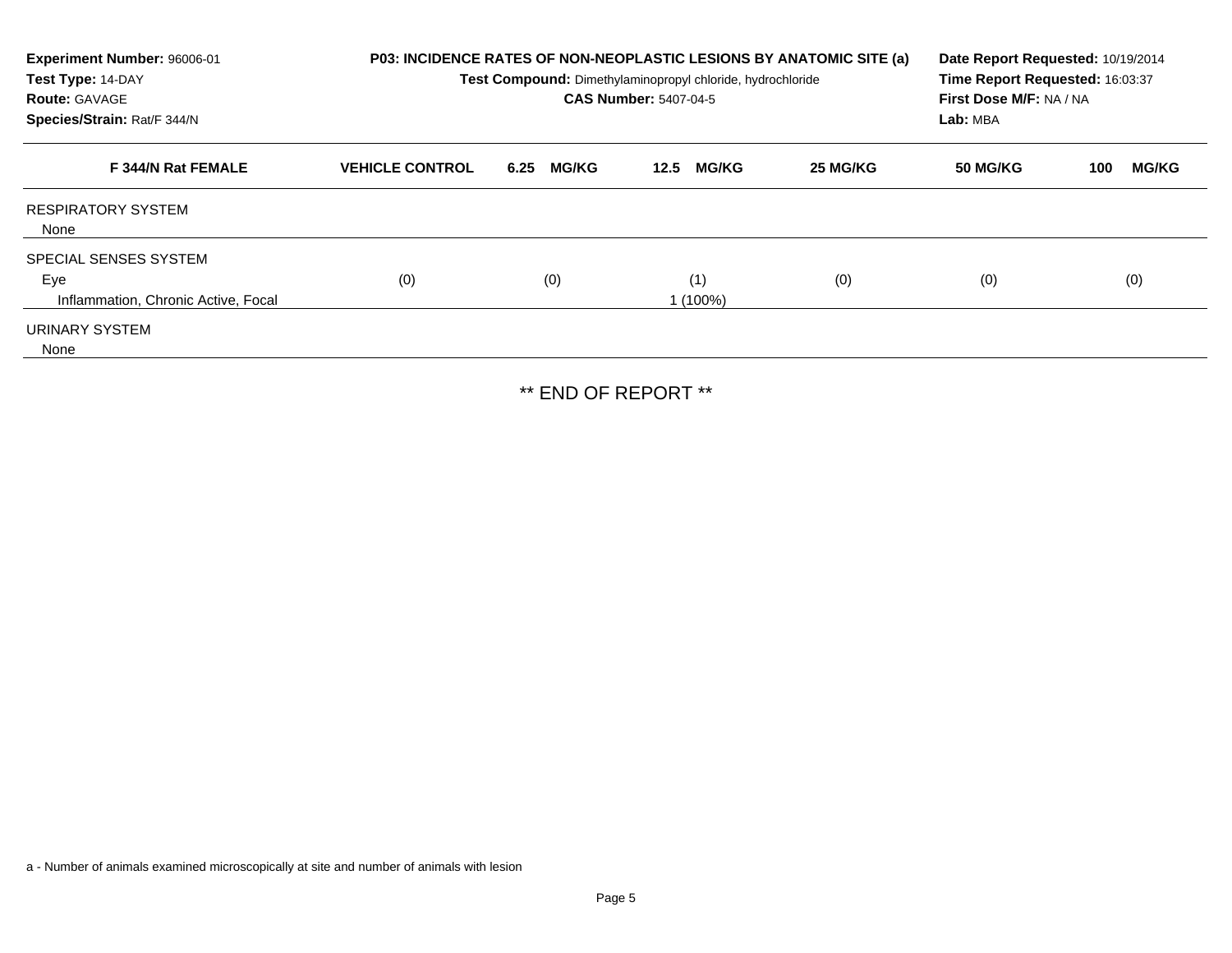**Experiment Number:** 96006-01
**Test Type:** 14-DAY
**Route:** GAVAGE
**Species/Strain:** Rat/F 344/N

**P03: INCIDENCE RATES OF NON-NEOPLASTIC LESIONS BY ANATOMIC SITE (a)**
**Test Compound:** Dimethylaminopropyl chloride, hydrochloride
**CAS Number:** 5407-04-5

**Date Report Requested:** 10/19/2014
**Time Report Requested:** 16:03:37
**First Dose M/F:** NA / NA
**Lab:** MBA

| F 344/N Rat FEMALE | VEHICLE CONTROL | 6.25 MG/KG | 12.5 MG/KG | 25 MG/KG | 50 MG/KG | 100 MG/KG |
|---|---|---|---|---|---|---|
| RESPIRATORY SYSTEM | | | | | | |
| None | | | | | | |
| SPECIAL SENSES SYSTEM | | | | | | |
| Eye | (0) | (0) | (1) | (0) | (0) | (0) |
| Inflammation, Chronic Active, Focal | | | 1 (100%) | | | |
| URINARY SYSTEM | | | | | | |
| None | | | | | | |

** END OF REPORT **

a - Number of animals examined microscopically at site and number of animals with lesion